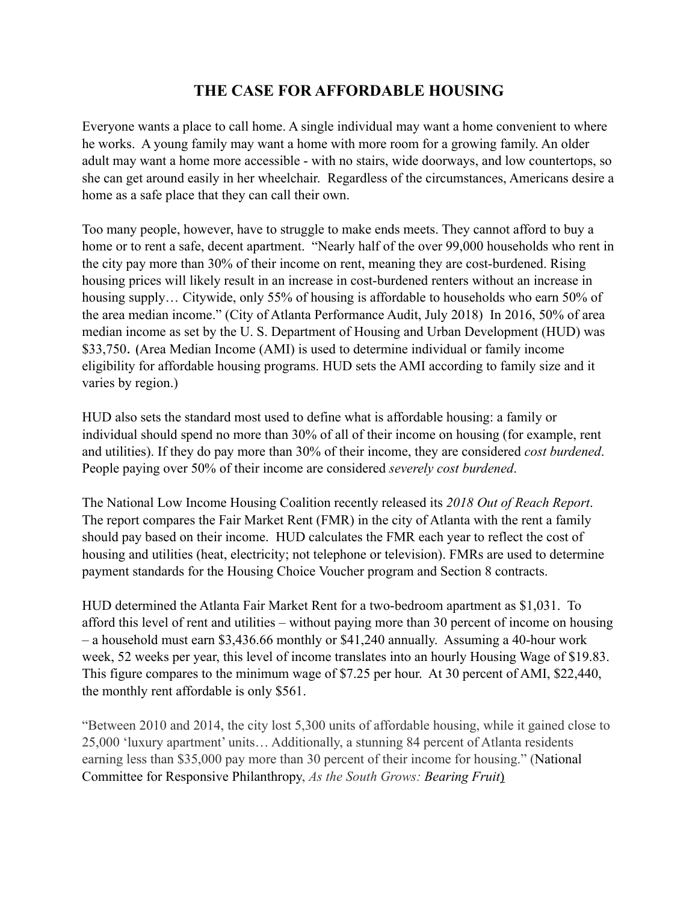# THE CASE FOR AFFORDABLE HOUSING

Everyone wants a place to call home. A single individual may want a home convenient to where he works. A young family may want a home with more room for a growing family. An older adult may want a home more accessible - with no stairs, wide doorways, and low countertops, so she can get around easily in her wheelchair. Regardless of the circumstances, Americans desire a home as a safe place that they can call their own.

Too many people, however, have to struggle to make ends meets. They cannot afford to buy a home or to rent a safe, decent apartment. "Nearly half of the over 99,000 households who rent in the city pay more than 30% of their income on rent, meaning they are cost-burdened. Rising housing prices will likely result in an increase in cost-burdened renters without an increase in housing supply… Citywide, only 55% of housing is affordable to households who earn 50% of the area median income." (City of Atlanta Performance Audit, July 2018) In 2016, 50% of area median income as set by the U. S. Department of Housing and Urban Development (HUD) was $33,750. (Area Median Income (AMI) is used to determine individual or family income eligibility for affordable housing programs. HUD sets the AMI according to family size and it varies by region.)

HUD also sets the standard most used to define what is affordable housing: a family or individual should spend no more than 30% of all of their income on housing (for example, rent and utilities). If they do pay more than 30% of their income, they are considered *cost burdened*. People paying over 50% of their income are considered *severely cost burdened*.

The National Low Income Housing Coalition recently released its *2018 Out of Reach Report*. The report compares the Fair Market Rent (FMR) in the city of Atlanta with the rent a family should pay based on their income. HUD calculates the FMR each year to reflect the cost of housing and utilities (heat, electricity; not telephone or television). FMRs are used to determine payment standards for the Housing Choice Voucher program and Section 8 contracts.

HUD determined the Atlanta Fair Market Rent for a two-bedroom apartment as $1,031. To afford this level of rent and utilities – without paying more than 30 percent of income on housing – a household must earn $3,436.66 monthly or $41,240 annually. Assuming a 40-hour work week, 52 weeks per year, this level of income translates into an hourly Housing Wage of $19.83. This figure compares to the minimum wage of $7.25 per hour. At 30 percent of AMI, $22,440, the monthly rent affordable is only $561.

"Between 2010 and 2014, the city lost 5,300 units of affordable housing, while it gained close to 25,000 'luxury apartment' units… Additionally, a stunning 84 percent of Atlanta residents earning less than $35,000 pay more than 30 percent of their income for housing." (National Committee for Responsive Philanthropy, *As the South Grows: Bearing Fruit*)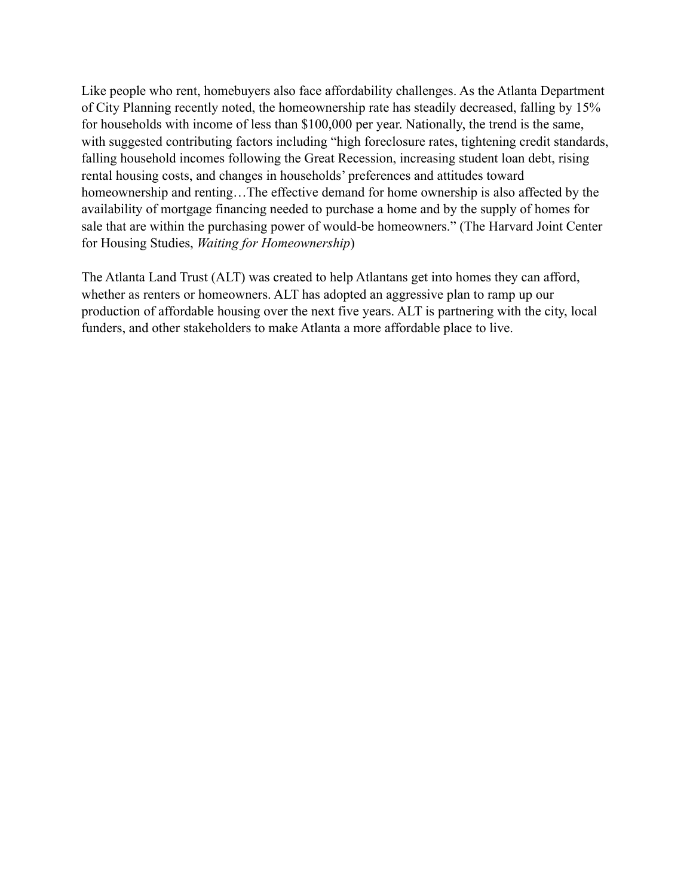Like people who rent, homebuyers also face affordability challenges. As the Atlanta Department of City Planning recently noted, the homeownership rate has steadily decreased, falling by 15% for households with income of less than $100,000 per year. Nationally, the trend is the same, with suggested contributing factors including "high foreclosure rates, tightening credit standards, falling household incomes following the Great Recession, increasing student loan debt, rising rental housing costs, and changes in households' preferences and attitudes toward homeownership and renting…The effective demand for home ownership is also affected by the availability of mortgage financing needed to purchase a home and by the supply of homes for sale that are within the purchasing power of would-be homeowners." (The Harvard Joint Center for Housing Studies, *Waiting for Homeownership*)

The Atlanta Land Trust (ALT) was created to help Atlantans get into homes they can afford, whether as renters or homeowners. ALT has adopted an aggressive plan to ramp up our production of affordable housing over the next five years. ALT is partnering with the city, local funders, and other stakeholders to make Atlanta a more affordable place to live.